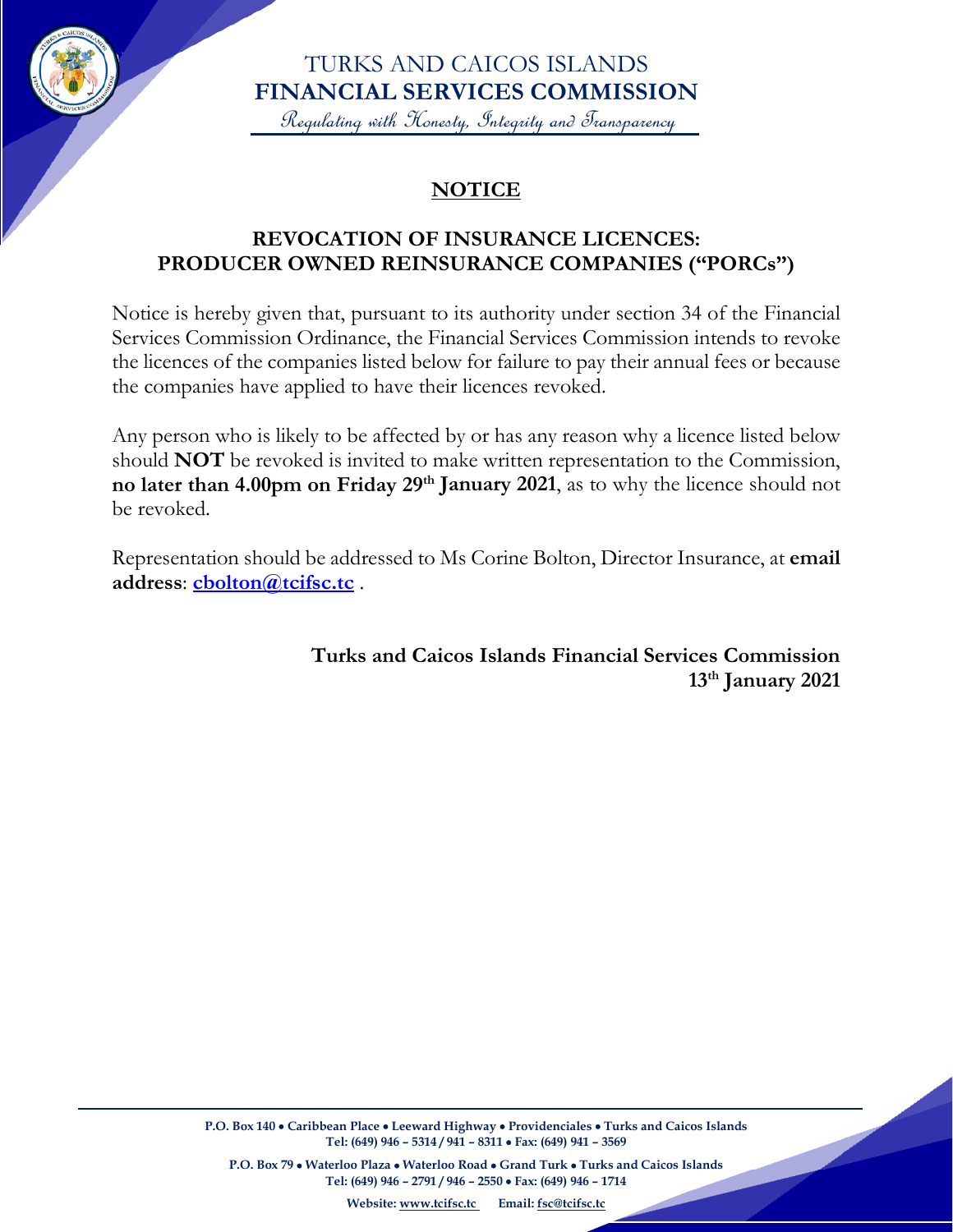# TURKS AND CAICOS ISLANDS
# FINANCIAL SERVICES COMMISSION

*Regulating with Honesty, Integrity and Transparency*

## NOTICE

## REVOCATION OF INSURANCE LICENCES: PRODUCER OWNED REINSURANCE COMPANIES ("PORCs")

Notice is hereby given that, pursuant to its authority under section 34 of the Financial Services Commission Ordinance, the Financial Services Commission intends to revoke the licences of the companies listed below for failure to pay their annual fees or because the companies have applied to have their licences revoked.

Any person who is likely to be affected by or has any reason why a licence listed below should **NOT** be revoked is invited to make written representation to the Commission, **no later than 4.00pm on Friday 29th January 2021**, as to why the licence should not be revoked.

Representation should be addressed to Ms Corine Bolton, Director Insurance, at **email address**: **cbolton@tcifsc.tc** .

**Turks and Caicos Islands Financial Services Commission**
**13th January 2021**

P.O. Box 140 • Caribbean Place • Leeward Highway • Providenciales • Turks and Caicos Islands
Tel: (649) 946 – 5314 / 941 – 8311 • Fax: (649) 941 – 3569

P.O. Box 79 • Waterloo Plaza • Waterloo Road • Grand Turk • Turks and Caicos Islands
Tel: (649) 946 – 2791 / 946 – 2550 • Fax: (649) 946 – 1714

Website: www.tcifsc.tc Email: fsc@tcifsc.tc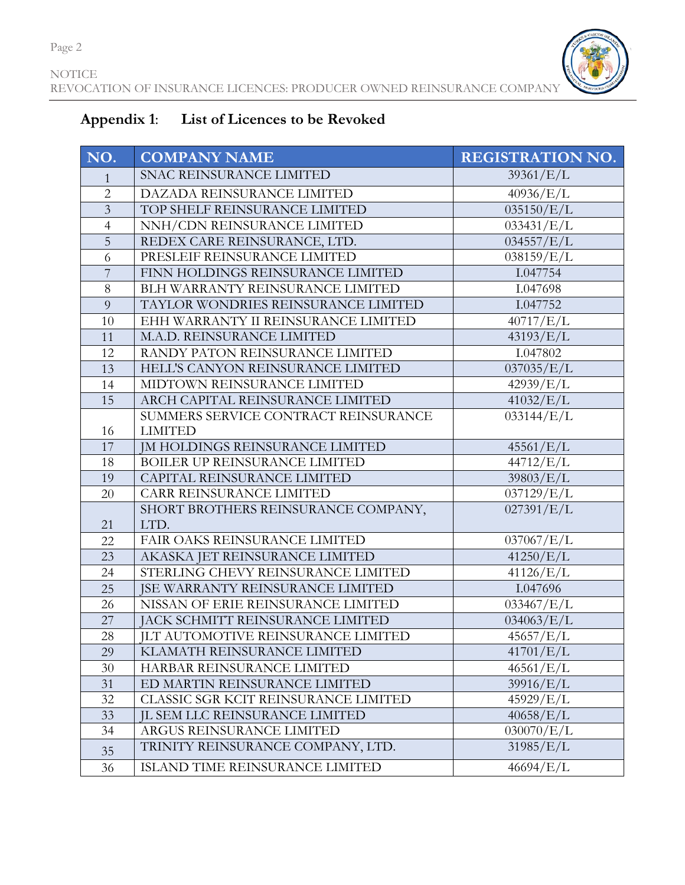## Appendix 1: List of Licences to be Revoked

| NO. | COMPANY NAME | REGISTRATION NO. |
|---|---|---|
| 1 | SNAC REINSURANCE LIMITED | 39361/E/L |
| 2 | DAZADA REINSURANCE LIMITED | 40936/E/L |
| 3 | TOP SHELF REINSURANCE LIMITED | 035150/E/L |
| 4 | NNH/CDN REINSURANCE LIMITED | 033431/E/L |
| 5 | REDEX CARE REINSURANCE, LTD. | 034557/E/L |
| 6 | PRESLEIF REINSURANCE LIMITED | 038159/E/L |
| 7 | FINN HOLDINGS REINSURANCE LIMITED | I.047754 |
| 8 | BLH WARRANTY REINSURANCE LIMITED | I.047698 |
| 9 | TAYLOR WONDRIES REINSURANCE LIMITED | I.047752 |
| 10 | EHH WARRANTY II REINSURANCE LIMITED | 40717/E/L |
| 11 | M.A.D. REINSURANCE LIMITED | 43193/E/L |
| 12 | RANDY PATON REINSURANCE LIMITED | I.047802 |
| 13 | HELL'S CANYON REINSURANCE LIMITED | 037035/E/L |
| 14 | MIDTOWN REINSURANCE LIMITED | 42939/E/L |
| 15 | ARCH CAPITAL REINSURANCE LIMITED | 41032/E/L |
| 16 | SUMMERS SERVICE CONTRACT REINSURANCE LIMITED | 033144/E/L |
| 17 | JM HOLDINGS REINSURANCE LIMITED | 45561/E/L |
| 18 | BOILER UP REINSURANCE LIMITED | 44712/E/L |
| 19 | CAPITAL REINSURANCE LIMITED | 39803/E/L |
| 20 | CARR REINSURANCE LIMITED | 037129/E/L |
| 21 | SHORT BROTHERS REINSURANCE COMPANY, LTD. | 027391/E/L |
| 22 | FAIR OAKS REINSURANCE LIMITED | 037067/E/L |
| 23 | AKASKA JET REINSURANCE LIMITED | 41250/E/L |
| 24 | STERLING CHEVY REINSURANCE LIMITED | 41126/E/L |
| 25 | JSE WARRANTY REINSURANCE LIMITED | I.047696 |
| 26 | NISSAN OF ERIE REINSURANCE LIMITED | 033467/E/L |
| 27 | JACK SCHMITT REINSURANCE LIMITED | 034063/E/L |
| 28 | JLT AUTOMOTIVE REINSURANCE LIMITED | 45657/E/L |
| 29 | KLAMATH REINSURANCE LIMITED | 41701/E/L |
| 30 | HARBAR REINSURANCE LIMITED | 46561/E/L |
| 31 | ED MARTIN REINSURANCE LIMITED | 39916/E/L |
| 32 | CLASSIC SGR KCIT REINSURANCE LIMITED | 45929/E/L |
| 33 | JL SEM LLC REINSURANCE LIMITED | 40658/E/L |
| 34 | ARGUS REINSURANCE LIMITED | 030070/E/L |
| 35 | TRINITY REINSURANCE COMPANY, LTD. | 31985/E/L |
| 36 | ISLAND TIME REINSURANCE LIMITED | 46694/E/L |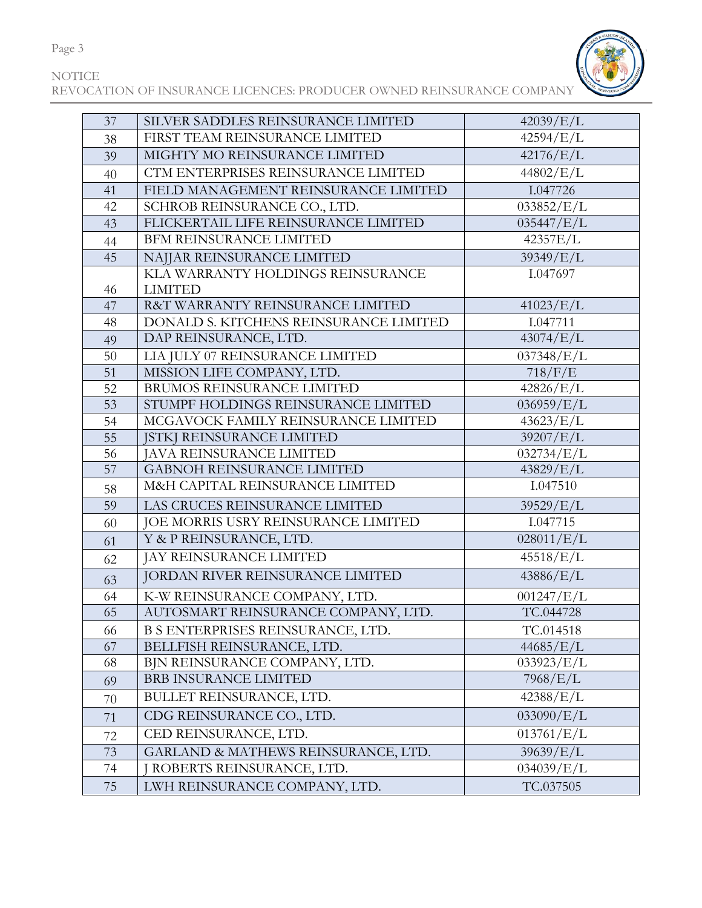| | | |
|---|---|---|
| 37 | SILVER SADDLES REINSURANCE LIMITED | 42039/E/L |
| 38 | FIRST TEAM REINSURANCE LIMITED | 42594/E/L |
| 39 | MIGHTY MO REINSURANCE LIMITED | 42176/E/L |
| 40 | CTM ENTERPRISES REINSURANCE LIMITED | 44802/E/L |
| 41 | FIELD MANAGEMENT REINSURANCE LIMITED | I.047726 |
| 42 | SCHROB REINSURANCE CO., LTD. | 033852/E/L |
| 43 | FLICKERTAIL LIFE REINSURANCE LIMITED | 035447/E/L |
| 44 | BFM REINSURANCE LIMITED | 42357E/L |
| 45 | NAJJAR REINSURANCE LIMITED | 39349/E/L |
| 46 | KLA WARRANTY HOLDINGS REINSURANCE LIMITED | I.047697 |
| 47 | R&T WARRANTY REINSURANCE LIMITED | 41023/E/L |
| 48 | DONALD S. KITCHENS REINSURANCE LIMITED | I.047711 |
| 49 | DAP REINSURANCE, LTD. | 43074/E/L |
| 50 | LIA JULY 07 REINSURANCE LIMITED | 037348/E/L |
| 51 | MISSION LIFE COMPANY, LTD. | 718/F/E |
| 52 | BRUMOS REINSURANCE LIMITED | 42826/E/L |
| 53 | STUMPF HOLDINGS REINSURANCE LIMITED | 036959/E/L |
| 54 | MCGAVOCK FAMILY REINSURANCE LIMITED | 43623/E/L |
| 55 | JSTKJ REINSURANCE LIMITED | 39207/E/L |
| 56 | JAVA REINSURANCE LIMITED | 032734/E/L |
| 57 | GABNOH REINSURANCE LIMITED | 43829/E/L |
| 58 | M&H CAPITAL REINSURANCE LIMITED | I.047510 |
| 59 | LAS CRUCES REINSURANCE LIMITED | 39529/E/L |
| 60 | JOE MORRIS USRY REINSURANCE LIMITED | I.047715 |
| 61 | Y & P REINSURANCE, LTD. | 028011/E/L |
| 62 | JAY REINSURANCE LIMITED | 45518/E/L |
| 63 | JORDAN RIVER REINSURANCE LIMITED | 43886/E/L |
| 64 | K-W REINSURANCE COMPANY, LTD. | 001247/E/L |
| 65 | AUTOSMART REINSURANCE COMPANY, LTD. | TC.044728 |
| 66 | B S ENTERPRISES REINSURANCE, LTD. | TC.014518 |
| 67 | BELLFISH REINSURANCE, LTD. | 44685/E/L |
| 68 | BJN REINSURANCE COMPANY, LTD. | 033923/E/L |
| 69 | BRB INSURANCE LIMITED | 7968/E/L |
| 70 | BULLET REINSURANCE, LTD. | 42388/E/L |
| 71 | CDG REINSURANCE CO., LTD. | 033090/E/L |
| 72 | CED REINSURANCE, LTD. | 013761/E/L |
| 73 | GARLAND & MATHEWS REINSURANCE, LTD. | 39639/E/L |
| 74 | J ROBERTS REINSURANCE, LTD. | 034039/E/L |
| 75 | LWH REINSURANCE COMPANY, LTD. | TC.037505 |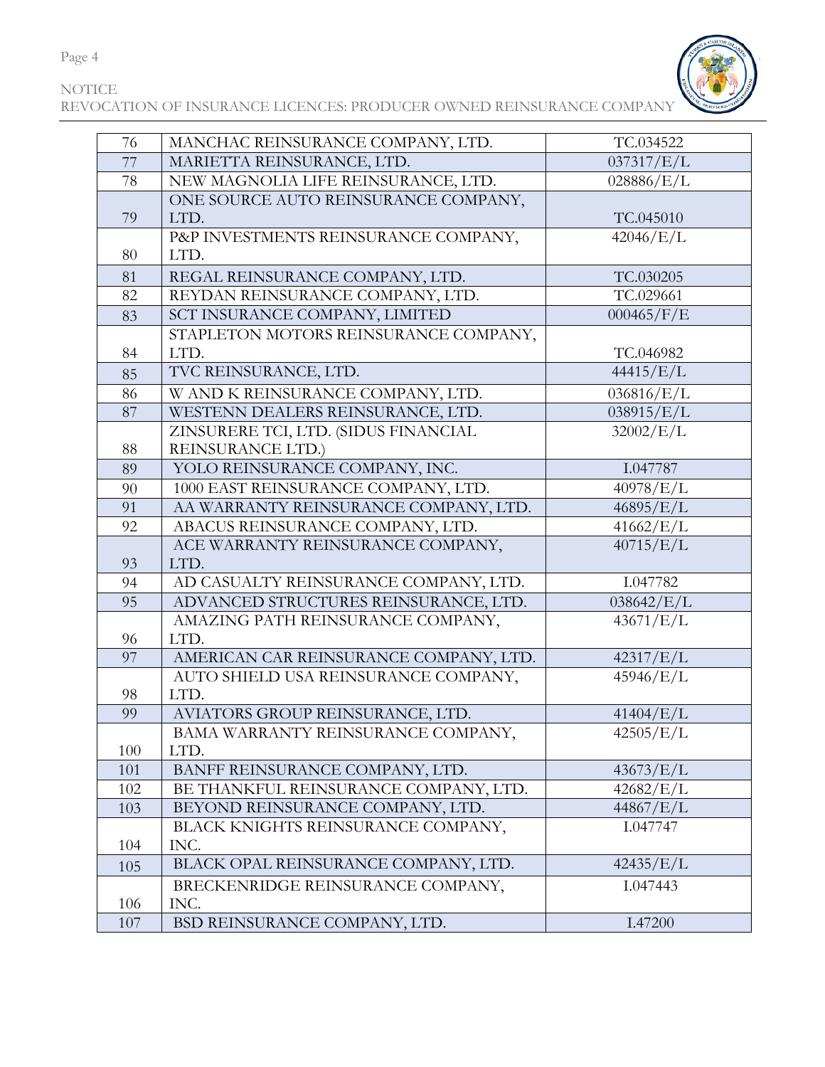| | | |
|---|---|---|
| 76 | MANCHAC REINSURANCE COMPANY, LTD. | TC.034522 |
| 77 | MARIETTA REINSURANCE, LTD. | 037317/E/L |
| 78 | NEW MAGNOLIA LIFE REINSURANCE, LTD. | 028886/E/L |
| 79 | ONE SOURCE AUTO REINSURANCE COMPANY, LTD. | TC.045010 |
| 80 | P&P INVESTMENTS REINSURANCE COMPANY, LTD. | 42046/E/L |
| 81 | REGAL REINSURANCE COMPANY, LTD. | TC.030205 |
| 82 | REYDAN REINSURANCE COMPANY, LTD. | TC.029661 |
| 83 | SCT INSURANCE COMPANY, LIMITED | 000465/F/E |
| 84 | STAPLETON MOTORS REINSURANCE COMPANY, LTD. | TC.046982 |
| 85 | TVC REINSURANCE, LTD. | 44415/E/L |
| 86 | W AND K REINSURANCE COMPANY, LTD. | 036816/E/L |
| 87 | WESTENN DEALERS REINSURANCE, LTD. | 038915/E/L |
| 88 | ZINSURERE TCI, LTD. (SIDUS FINANCIAL REINSURANCE LTD.) | 32002/E/L |
| 89 | YOLO REINSURANCE COMPANY, INC. | I.047787 |
| 90 | 1000 EAST REINSURANCE COMPANY, LTD. | 40978/E/L |
| 91 | AA WARRANTY REINSURANCE COMPANY, LTD. | 46895/E/L |
| 92 | ABACUS REINSURANCE COMPANY, LTD. | 41662/E/L |
| 93 | ACE WARRANTY REINSURANCE COMPANY, LTD. | 40715/E/L |
| 94 | AD CASUALTY REINSURANCE COMPANY, LTD. | I.047782 |
| 95 | ADVANCED STRUCTURES REINSURANCE, LTD. | 038642/E/L |
| 96 | AMAZING PATH REINSURANCE COMPANY, LTD. | 43671/E/L |
| 97 | AMERICAN CAR REINSURANCE COMPANY, LTD. | 42317/E/L |
| 98 | AUTO SHIELD USA REINSURANCE COMPANY, LTD. | 45946/E/L |
| 99 | AVIATORS GROUP REINSURANCE, LTD. | 41404/E/L |
| 100 | BAMA WARRANTY REINSURANCE COMPANY, LTD. | 42505/E/L |
| 101 | BANFF REINSURANCE COMPANY, LTD. | 43673/E/L |
| 102 | BE THANKFUL REINSURANCE COMPANY, LTD. | 42682/E/L |
| 103 | BEYOND REINSURANCE COMPANY, LTD. | 44867/E/L |
| 104 | BLACK KNIGHTS REINSURANCE COMPANY, INC. | I.047747 |
| 105 | BLACK OPAL REINSURANCE COMPANY, LTD. | 42435/E/L |
| 106 | BRECKENRIDGE REINSURANCE COMPANY, INC. | I.047443 |
| 107 | BSD REINSURANCE COMPANY, LTD. | I.47200 |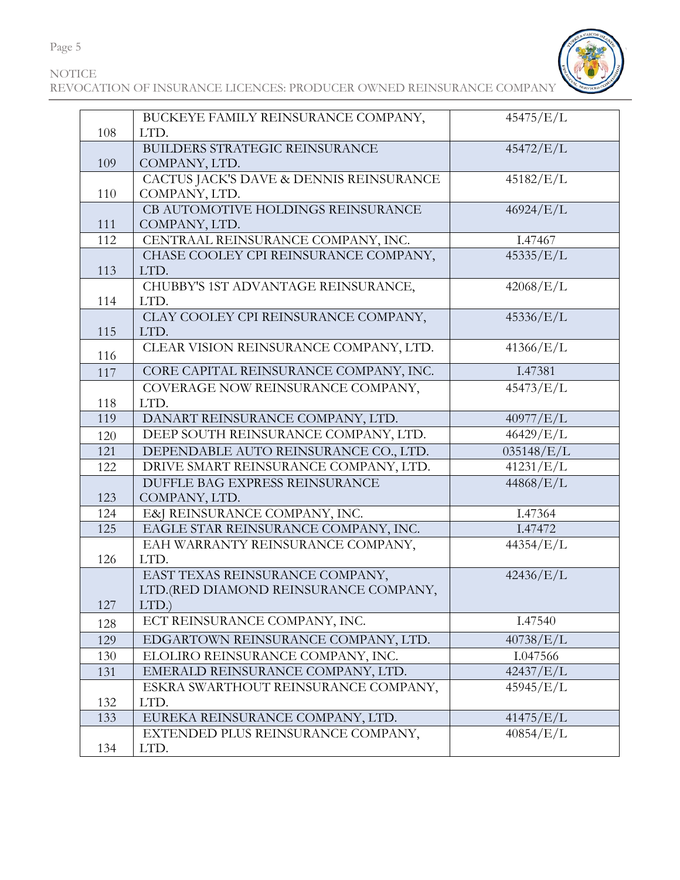| | | |
|---|---|---|
| 108 | BUCKEYE FAMILY REINSURANCE COMPANY, LTD. | 45475/E/L |
| 109 | BUILDERS STRATEGIC REINSURANCE COMPANY, LTD. | 45472/E/L |
| 110 | CACTUS JACK'S DAVE & DENNIS REINSURANCE COMPANY, LTD. | 45182/E/L |
| 111 | CB AUTOMOTIVE HOLDINGS REINSURANCE COMPANY, LTD. | 46924/E/L |
| 112 | CENTRAAL REINSURANCE COMPANY, INC. | I.47467 |
| 113 | CHASE COOLEY CPI REINSURANCE COMPANY, LTD. | 45335/E/L |
| 114 | CHUBBY'S 1ST ADVANTAGE REINSURANCE, LTD. | 42068/E/L |
| 115 | CLAY COOLEY CPI REINSURANCE COMPANY, LTD. | 45336/E/L |
| 116 | CLEAR VISION REINSURANCE COMPANY, LTD. | 41366/E/L |
| 117 | CORE CAPITAL REINSURANCE COMPANY, INC. | I.47381 |
| 118 | COVERAGE NOW REINSURANCE COMPANY, LTD. | 45473/E/L |
| 119 | DANART REINSURANCE COMPANY, LTD. | 40977/E/L |
| 120 | DEEP SOUTH REINSURANCE COMPANY, LTD. | 46429/E/L |
| 121 | DEPENDABLE AUTO REINSURANCE CO., LTD. | 035148/E/L |
| 122 | DRIVE SMART REINSURANCE COMPANY, LTD. | 41231/E/L |
| 123 | DUFFLE BAG EXPRESS REINSURANCE COMPANY, LTD. | 44868/E/L |
| 124 | E&J REINSURANCE COMPANY, INC. | I.47364 |
| 125 | EAGLE STAR REINSURANCE COMPANY, INC. | I.47472 |
| 126 | EAH WARRANTY REINSURANCE COMPANY, LTD. | 44354/E/L |
| 127 | EAST TEXAS REINSURANCE COMPANY, LTD.(RED DIAMOND REINSURANCE COMPANY, LTD.) | 42436/E/L |
| 128 | ECT REINSURANCE COMPANY, INC. | I.47540 |
| 129 | EDGARTOWN REINSURANCE COMPANY, LTD. | 40738/E/L |
| 130 | ELOLIRO REINSURANCE COMPANY, INC. | I.047566 |
| 131 | EMERALD REINSURANCE COMPANY, LTD. | 42437/E/L |
| 132 | ESKRA SWARTHOUT REINSURANCE COMPANY, LTD. | 45945/E/L |
| 133 | EUREKA REINSURANCE COMPANY, LTD. | 41475/E/L |
| 134 | EXTENDED PLUS REINSURANCE COMPANY, LTD. | 40854/E/L |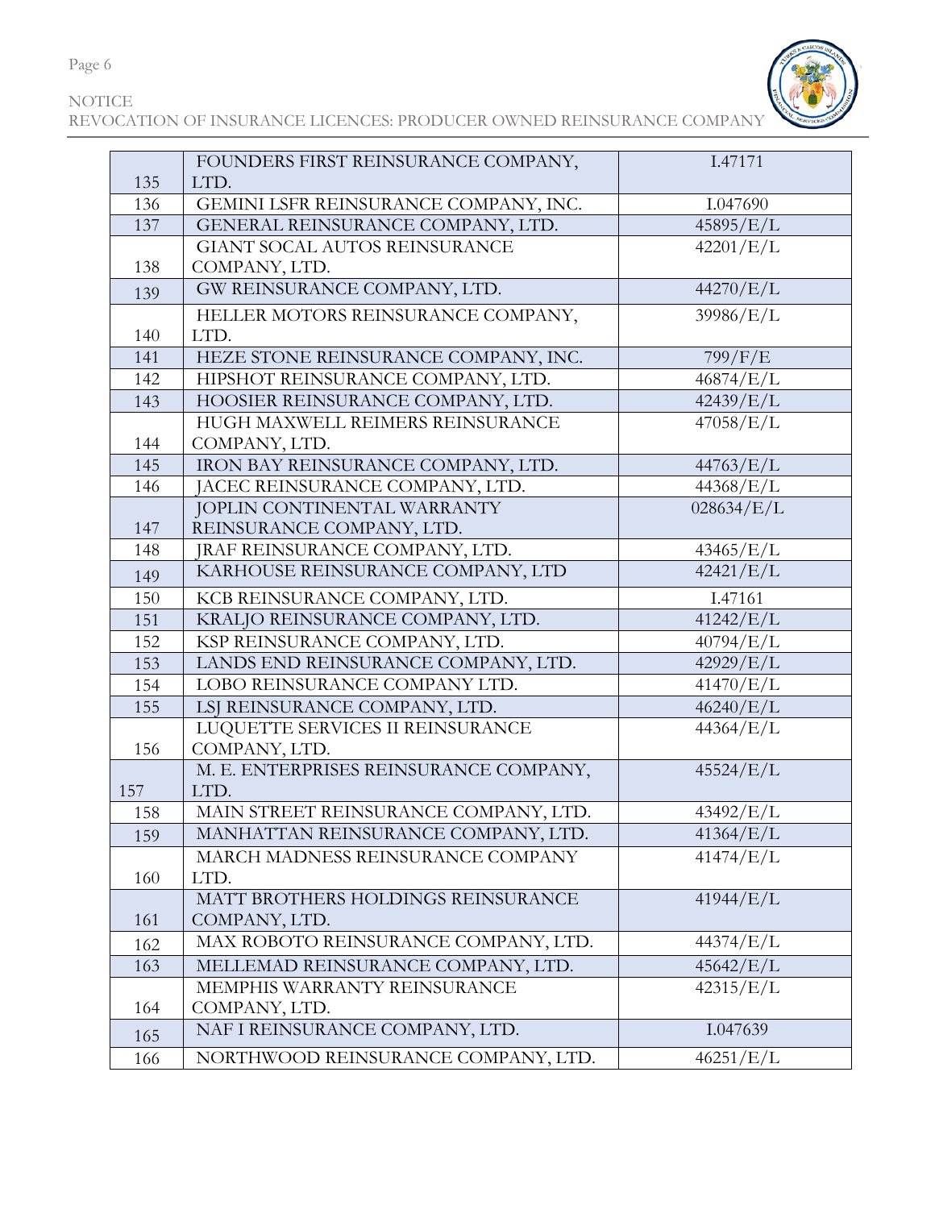| | | |
|---|---|---|
| 135 | FOUNDERS FIRST REINSURANCE COMPANY, LTD. | I.47171 |
| 136 | GEMINI LSFR REINSURANCE COMPANY, INC. | I.047690 |
| 137 | GENERAL REINSURANCE COMPANY, LTD. | 45895/E/L |
| 138 | GIANT SOCAL AUTOS REINSURANCE COMPANY, LTD. | 42201/E/L |
| 139 | GW REINSURANCE COMPANY, LTD. | 44270/E/L |
| 140 | HELLER MOTORS REINSURANCE COMPANY, LTD. | 39986/E/L |
| 141 | HEZE STONE REINSURANCE COMPANY, INC. | 799/F/E |
| 142 | HIPSHOT REINSURANCE COMPANY, LTD. | 46874/E/L |
| 143 | HOOSIER REINSURANCE COMPANY, LTD. | 42439/E/L |
| 144 | HUGH MAXWELL REIMERS REINSURANCE COMPANY, LTD. | 47058/E/L |
| 145 | IRON BAY REINSURANCE COMPANY, LTD. | 44763/E/L |
| 146 | JACEC REINSURANCE COMPANY, LTD. | 44368/E/L |
| 147 | JOPLIN CONTINENTAL WARRANTY REINSURANCE COMPANY, LTD. | 028634/E/L |
| 148 | JRAF REINSURANCE COMPANY, LTD. | 43465/E/L |
| 149 | KARHOUSE REINSURANCE COMPANY, LTD | 42421/E/L |
| 150 | KCB REINSURANCE COMPANY, LTD. | I.47161 |
| 151 | KRALJO REINSURANCE COMPANY, LTD. | 41242/E/L |
| 152 | KSP REINSURANCE COMPANY, LTD. | 40794/E/L |
| 153 | LANDS END REINSURANCE COMPANY, LTD. | 42929/E/L |
| 154 | LOBO REINSURANCE COMPANY LTD. | 41470/E/L |
| 155 | LSJ REINSURANCE COMPANY, LTD. | 46240/E/L |
| 156 | LUQUETTE SERVICES II REINSURANCE COMPANY, LTD. | 44364/E/L |
| 157 | M. E. ENTERPRISES REINSURANCE COMPANY, LTD. | 45524/E/L |
| 158 | MAIN STREET REINSURANCE COMPANY, LTD. | 43492/E/L |
| 159 | MANHATTAN REINSURANCE COMPANY, LTD. | 41364/E/L |
| 160 | MARCH MADNESS REINSURANCE COMPANY LTD. | 41474/E/L |
| 161 | MATT BROTHERS HOLDINGS REINSURANCE COMPANY, LTD. | 41944/E/L |
| 162 | MAX ROBOTO REINSURANCE COMPANY, LTD. | 44374/E/L |
| 163 | MELLEMAD REINSURANCE COMPANY, LTD. | 45642/E/L |
| 164 | MEMPHIS WARRANTY REINSURANCE COMPANY, LTD. | 42315/E/L |
| 165 | NAF I REINSURANCE COMPANY, LTD. | I.047639 |
| 166 | NORTHWOOD REINSURANCE COMPANY, LTD. | 46251/E/L |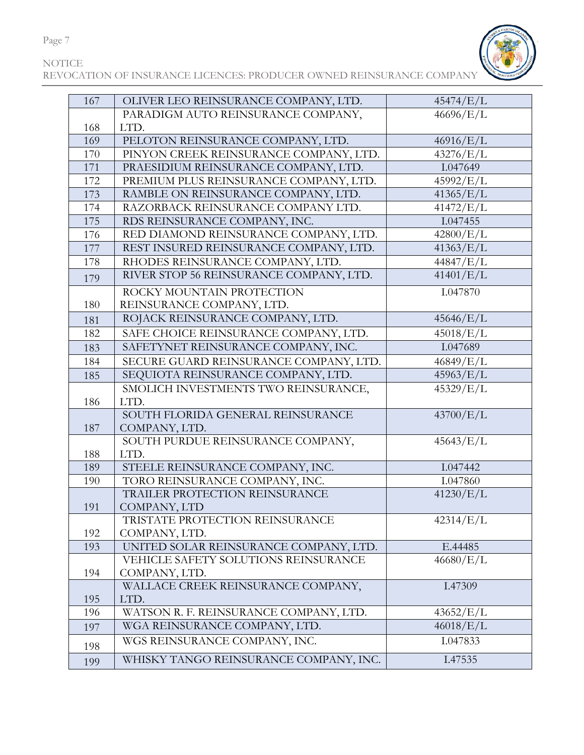| | | |
|---|---|---|
| 167 | OLIVER LEO REINSURANCE COMPANY, LTD. | 45474/E/L |
| 168 | PARADIGM AUTO REINSURANCE COMPANY, LTD. | 46696/E/L |
| 169 | PELOTON REINSURANCE COMPANY, LTD. | 46916/E/L |
| 170 | PINYON CREEK REINSURANCE COMPANY, LTD. | 43276/E/L |
| 171 | PRAESIDIUM REINSURANCE COMPANY, LTD. | I.047649 |
| 172 | PREMIUM PLUS REINSURANCE COMPANY, LTD. | 45992/E/L |
| 173 | RAMBLE ON REINSURANCE COMPANY, LTD. | 41365/E/L |
| 174 | RAZORBACK REINSURANCE COMPANY LTD. | 41472/E/L |
| 175 | RDS REINSURANCE COMPANY, INC. | I.047455 |
| 176 | RED DIAMOND REINSURANCE COMPANY, LTD. | 42800/E/L |
| 177 | REST INSURED REINSURANCE COMPANY, LTD. | 41363/E/L |
| 178 | RHODES REINSURANCE COMPANY, LTD. | 44847/E/L |
| 179 | RIVER STOP 56 REINSURANCE COMPANY, LTD. | 41401/E/L |
| 180 | ROCKY MOUNTAIN PROTECTION REINSURANCE COMPANY, LTD. | I.047870 |
| 181 | ROJACK REINSURANCE COMPANY, LTD. | 45646/E/L |
| 182 | SAFE CHOICE REINSURANCE COMPANY, LTD. | 45018/E/L |
| 183 | SAFETYNET REINSURANCE COMPANY, INC. | I.047689 |
| 184 | SECURE GUARD REINSURANCE COMPANY, LTD. | 46849/E/L |
| 185 | SEQUIOTA REINSURANCE COMPANY, LTD. | 45963/E/L |
| 186 | SMOLICH INVESTMENTS TWO REINSURANCE, LTD. | 45329/E/L |
| 187 | SOUTH FLORIDA GENERAL REINSURANCE COMPANY, LTD. | 43700/E/L |
| 188 | SOUTH PURDUE REINSURANCE COMPANY, LTD. | 45643/E/L |
| 189 | STEELE REINSURANCE COMPANY, INC. | I.047442 |
| 190 | TORO REINSURANCE COMPANY, INC. | I.047860 |
| 191 | TRAILER PROTECTION REINSURANCE COMPANY, LTD | 41230/E/L |
| 192 | TRISTATE PROTECTION REINSURANCE COMPANY, LTD. | 42314/E/L |
| 193 | UNITED SOLAR REINSURANCE COMPANY, LTD. | E.44485 |
| 194 | VEHICLE SAFETY SOLUTIONS REINSURANCE COMPANY, LTD. | 46680/E/L |
| 195 | WALLACE CREEK REINSURANCE COMPANY, LTD. | I.47309 |
| 196 | WATSON R. F. REINSURANCE COMPANY, LTD. | 43652/E/L |
| 197 | WGA REINSURANCE COMPANY, LTD. | 46018/E/L |
| 198 | WGS REINSURANCE COMPANY, INC. | I.047833 |
| 199 | WHISKY TANGO REINSURANCE COMPANY, INC. | I.47535 |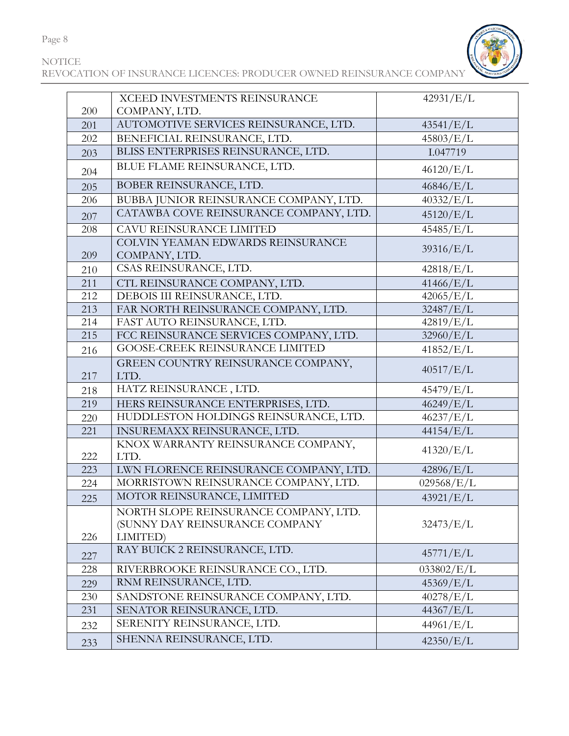| | | |
|---|---|---|
| 200 | XCEED INVESTMENTS REINSURANCE COMPANY, LTD. | 42931/E/L |
| 201 | AUTOMOTIVE SERVICES REINSURANCE, LTD. | 43541/E/L |
| 202 | BENEFICIAL REINSURANCE, LTD. | 45803/E/L |
| 203 | BLISS ENTERPRISES REINSURANCE, LTD. | I.047719 |
| 204 | BLUE FLAME REINSURANCE, LTD. | 46120/E/L |
| 205 | BOBER REINSURANCE, LTD. | 46846/E/L |
| 206 | BUBBA JUNIOR REINSURANCE COMPANY, LTD. | 40332/E/L |
| 207 | CATAWBA COVE REINSURANCE COMPANY, LTD. | 45120/E/L |
| 208 | CAVU REINSURANCE LIMITED | 45485/E/L |
| 209 | COLVIN YEAMAN EDWARDS REINSURANCE COMPANY, LTD. | 39316/E/L |
| 210 | CSAS REINSURANCE, LTD. | 42818/E/L |
| 211 | CTL REINSURANCE COMPANY, LTD. | 41466/E/L |
| 212 | DEBOIS III REINSURANCE, LTD. | 42065/E/L |
| 213 | FAR NORTH REINSURANCE COMPANY, LTD. | 32487/E/L |
| 214 | FAST AUTO REINSURANCE, LTD. | 42819/E/L |
| 215 | FCC REINSURANCE SERVICES COMPANY, LTD. | 32960/E/L |
| 216 | GOOSE-CREEK REINSURANCE LIMITED | 41852/E/L |
| 217 | GREEN COUNTRY REINSURANCE COMPANY, LTD. | 40517/E/L |
| 218 | HATZ REINSURANCE , LTD. | 45479/E/L |
| 219 | HERS REINSURANCE ENTERPRISES, LTD. | 46249/E/L |
| 220 | HUDDLESTON HOLDINGS REINSURANCE, LTD. | 46237/E/L |
| 221 | INSUREMAXX REINSURANCE, LTD. | 44154/E/L |
| 222 | KNOX WARRANTY REINSURANCE COMPANY, LTD. | 41320/E/L |
| 223 | LWN FLORENCE REINSURANCE COMPANY, LTD. | 42896/E/L |
| 224 | MORRISTOWN REINSURANCE COMPANY, LTD. | 029568/E/L |
| 225 | MOTOR REINSURANCE, LIMITED | 43921/E/L |
| 226 | NORTH SLOPE REINSURANCE COMPANY, LTD. (SUNNY DAY REINSURANCE COMPANY LIMITED) | 32473/E/L |
| 227 | RAY BUICK 2 REINSURANCE, LTD. | 45771/E/L |
| 228 | RIVERBROOKE REINSURANCE CO., LTD. | 033802/E/L |
| 229 | RNM REINSURANCE, LTD. | 45369/E/L |
| 230 | SANDSTONE REINSURANCE COMPANY, LTD. | 40278/E/L |
| 231 | SENATOR REINSURANCE, LTD. | 44367/E/L |
| 232 | SERENITY REINSURANCE, LTD. | 44961/E/L |
| 233 | SHENNA REINSURANCE, LTD. | 42350/E/L |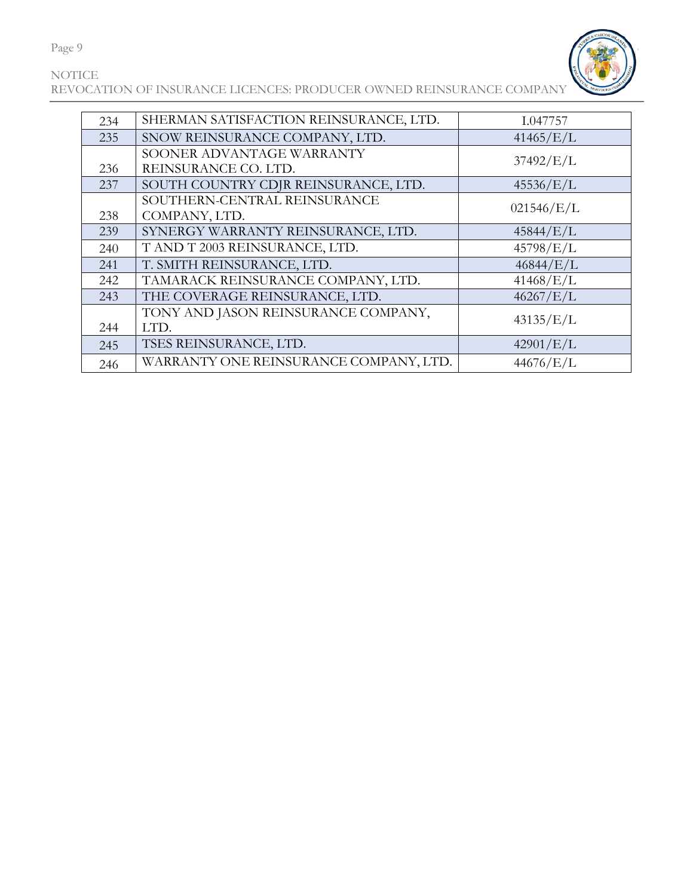| | | |
|---|---|---|
| 234 | SHERMAN SATISFACTION REINSURANCE, LTD. | I.047757 |
| 235 | SNOW REINSURANCE COMPANY, LTD. | 41465/E/L |
| 236 | SOONER ADVANTAGE WARRANTY REINSURANCE CO. LTD. | 37492/E/L |
| 237 | SOUTH COUNTRY CDJR REINSURANCE, LTD. | 45536/E/L |
| 238 | SOUTHERN-CENTRAL REINSURANCE COMPANY, LTD. | 021546/E/L |
| 239 | SYNERGY WARRANTY REINSURANCE, LTD. | 45844/E/L |
| 240 | T AND T 2003 REINSURANCE, LTD. | 45798/E/L |
| 241 | T. SMITH REINSURANCE, LTD. | 46844/E/L |
| 242 | TAMARACK REINSURANCE COMPANY, LTD. | 41468/E/L |
| 243 | THE COVERAGE REINSURANCE, LTD. | 46267/E/L |
| 244 | TONY AND JASON REINSURANCE COMPANY, LTD. | 43135/E/L |
| 245 | TSES REINSURANCE, LTD. | 42901/E/L |
| 246 | WARRANTY ONE REINSURANCE COMPANY, LTD. | 44676/E/L |